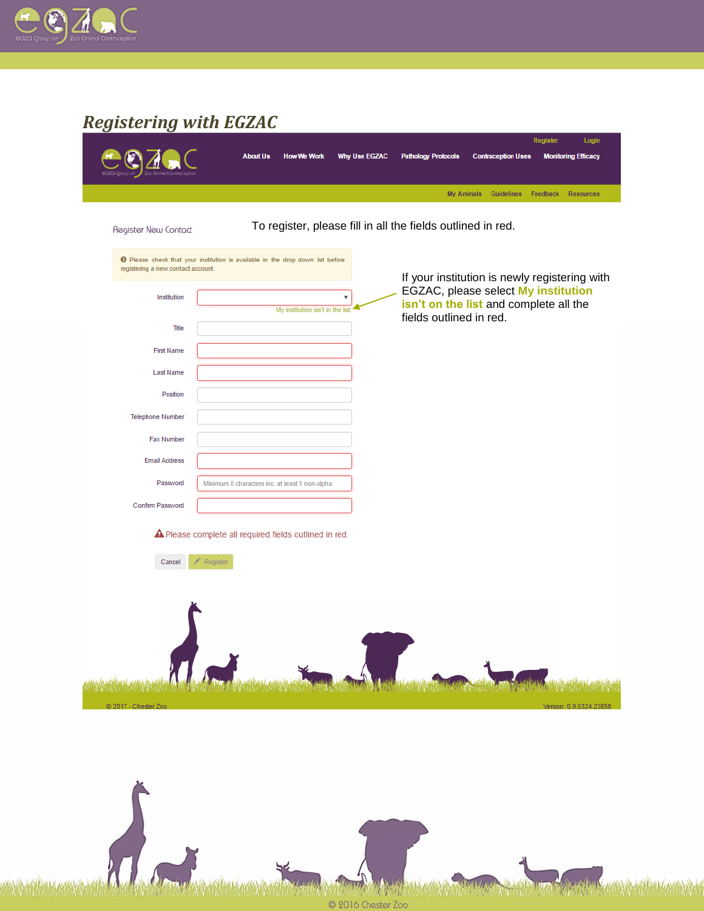## Registering with EGZAC

Register Login

About Us | How We Work | Why Use EGZAC | Pathology Protocols | Contraception Uses | Monitoring Efficacy

My Animals | Guidelines | Feedback | Resources

Register New Contact

To register, please fill in all the fields outlined in red.

Please check that your institution is available in the drop down list before registering a new contact account.

Institution

My institution isn't in the list.

If your institution is newly registering with EGZAC, please select **My institution isn't on the list** and complete all the fields outlined in red.

Title

First Name

Last Name

Position

Telephone Number

Fax Number

Email Address

Password — Minimum 8 characters inc. at least 1 non-alpha

Confirm Password

Please complete all required fields outlined in red.

Cancel | Register

© 2017 - Chester Zoo

Version: 0.9.6324.23858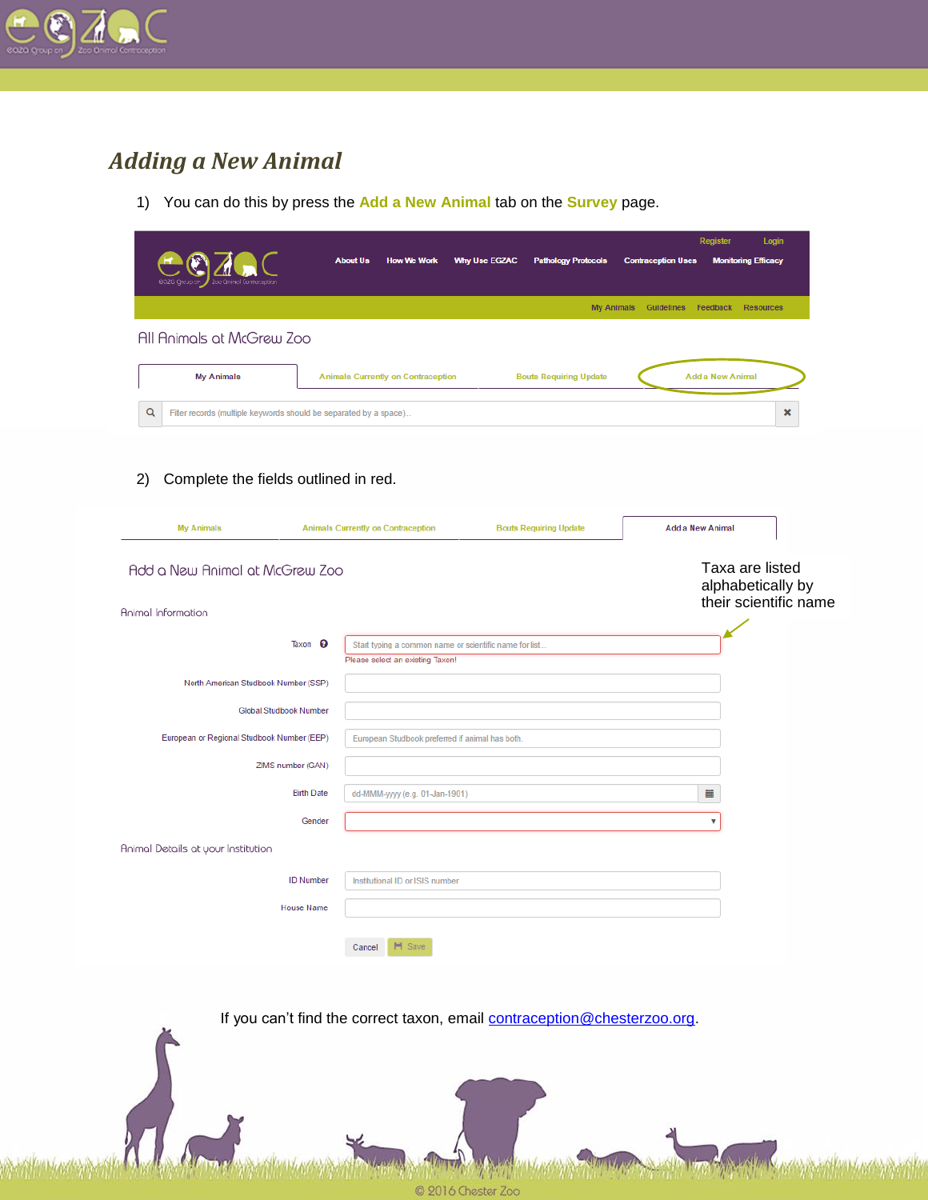## *Adding a New Animal*

1) You can do this by press the **Add a New Animal** tab on the **Survey** page.

2) Complete the fields outlined in red.

Taxa are listed alphabetically by their scientific name

If you can't find the correct taxon, email contraception@chesterzoo.org.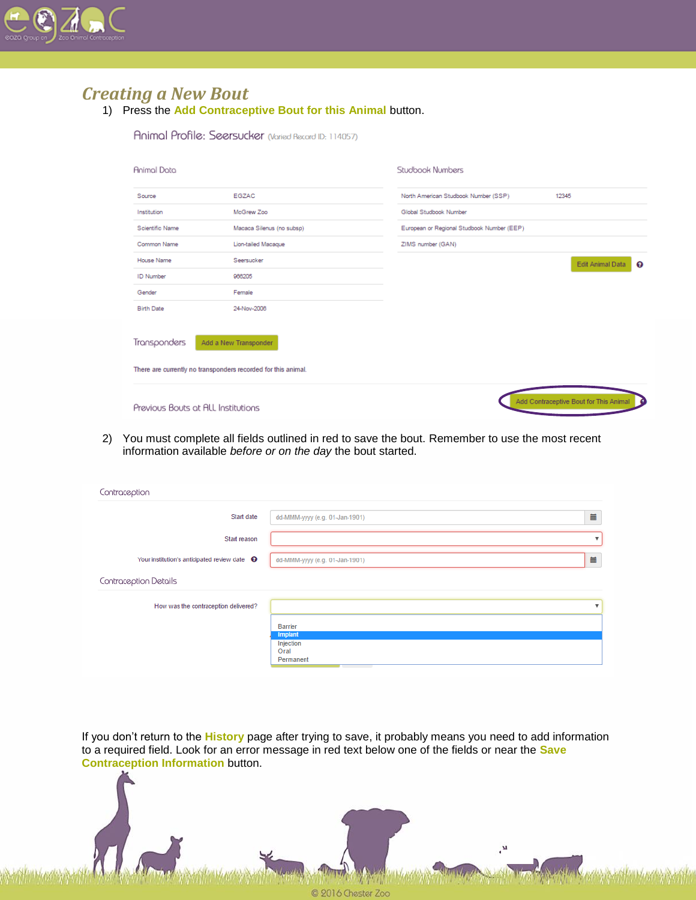## Creating a New Bout

1) Press the **Add Contraceptive Bout for this Animal** button.

**Animal Profile: Seersucker** (Varied Record ID: 114057)

**Animal Data**

| | |
|---|---|
| Source | EGZAC |
| Institution | McGrew Zoo |
| Scientific Name | Macaca Silenus (no subsp) |
| Common Name | Lion-tailed Macaque |
| House Name | Seersucker |
| ID Number | 966205 |
| Gender | Female |
| Birth Date | 24-Nov-2006 |

**Studbook Numbers**

| | |
|---|---|
| North American Studbook Number (SSP) | 12345 |
| Global Studbook Number | |
| European or Regional Studbook Number (EEP) | |
| ZIMS number (GAN) | |

Edit Animal Data

Transponders — Add a New Transponder

There are currently no transponders recorded for this animal.

Previous Bouts at ALL Institutions — Add Contraceptive Bout for This Animal

2) You must complete all fields outlined in red to save the bout. Remember to use the most recent information available *before or on the day* the bout started.

**Contraception**

- Start date: dd-MMM-yyyy (e.g. 01-Jan-1901)
- Start reason:
- Your institution's anticipated review date: dd-MMM-yyyy (e.g. 01-Jan-1901)

**Contraception Details**

- How was the contraception delivered?
  - Barrier
  - Implant
  - Injection
  - Oral
  - Permanent

If you don't return to the **History** page after trying to save, it probably means you need to add information to a required field. Look for an error message in red text below one of the fields or near the **Save Contraception Information** button.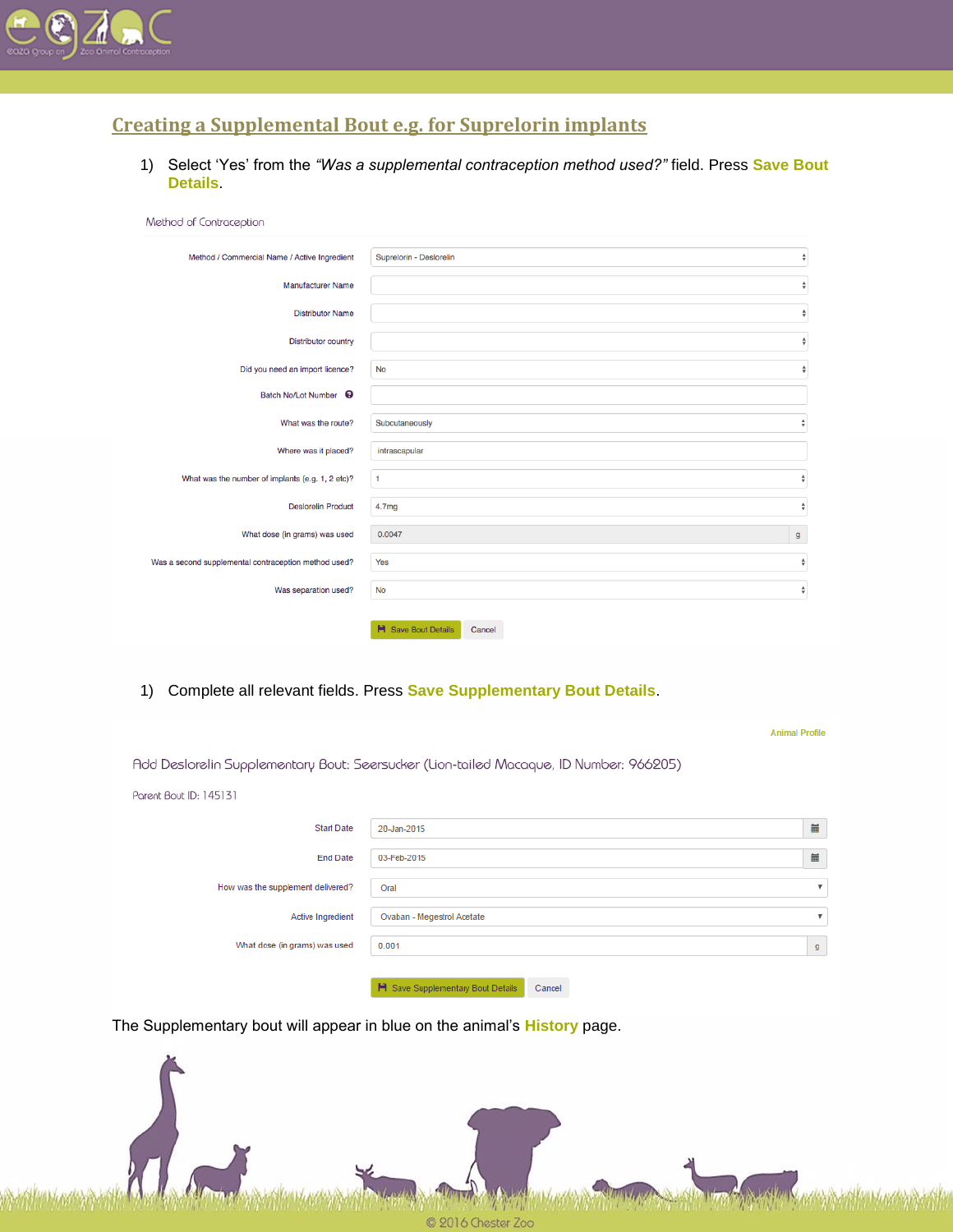## Creating a Supplemental Bout e.g. for Suprelorin implants

1) Select 'Yes' from the *"Was a supplemental contraception method used?"* field. Press **Save Bout Details**.

Method of Contraception

| Field | Value |
|---|---|
| Method / Commercial Name / Active Ingredient | Suprelorin - Deslorelin |
| Manufacturer Name | |
| Distributor Name | |
| Distributor country | |
| Did you need an import licence? | No |
| Batch No/Lot Number | |
| What was the route? | Subcutaneously |
| Where was it placed? | intrascapular |
| What was the number of implants (e.g. 1, 2 etc)? | 1 |
| Deslorelin Product | 4.7mg |
| What dose (in grams) was used | 0.0047 g |
| Was a second supplemental contraception method used? | Yes |
| Was separation used? | No |

Save Bout Details | Cancel

1) Complete all relevant fields. Press **Save Supplementary Bout Details**.

Animal Profile

Add Deslorelin Supplementary Bout: Seersucker (Lion-tailed Macaque, ID Number: 966205)

Parent Bout ID: 145131

| Field | Value |
|---|---|
| Start Date | 20-Jan-2015 |
| End Date | 03-Feb-2015 |
| How was the supplement delivered? | Oral |
| Active Ingredient | Ovaban - Megestrol Acetate |
| What dose (in grams) was used | 0.001 g |

Save Supplementary Bout Details | Cancel

The Supplementary bout will appear in blue on the animal's **History** page.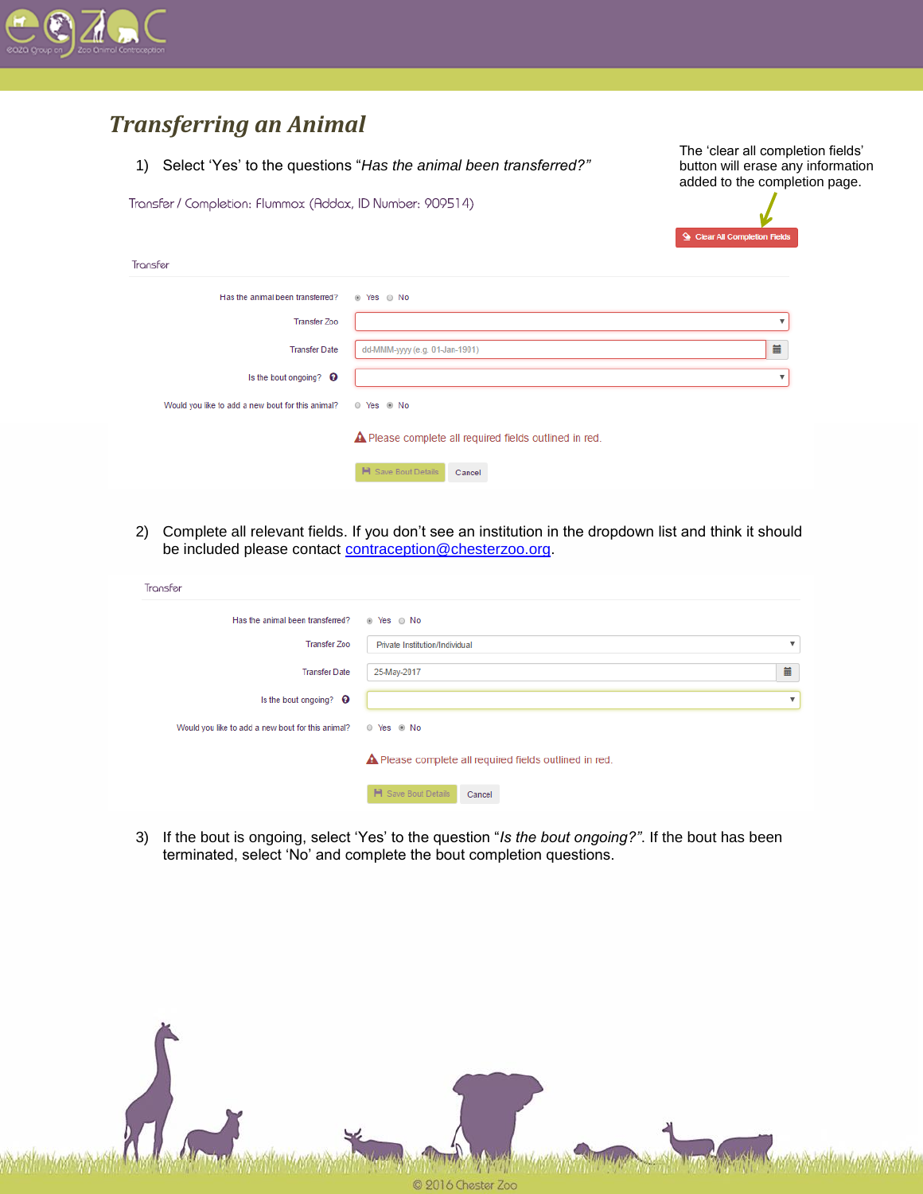# *Transferring an Animal*

1) Select 'Yes' to the questions "*Has the animal been transferred?*"

The 'clear all completion fields' button will erase any information added to the completion page.

Transfer / Completion: Flummox (Addax, ID Number: 909514)

Clear All Completion Fields

Transfer

Has the animal been transferred? Yes No

Transfer Zoo

Transfer Date dd-MMM-yyyy (e.g. 01-Jan-1901)

Is the bout ongoing?

Would you like to add a new bout for this animal? Yes No

Please complete all required fields outlined in red.

Save Bout Details Cancel

2) Complete all relevant fields. If you don't see an institution in the dropdown list and think it should be included please contact contraception@chesterzoo.org.

Transfer

Has the animal been transferred? Yes No

Transfer Zoo Private Institution/Individual

Transfer Date 25-May-2017

Is the bout ongoing?

Would you like to add a new bout for this animal? Yes No

Please complete all required fields outlined in red.

Save Bout Details Cancel

3) If the bout is ongoing, select 'Yes' to the question "*Is the bout ongoing?*". If the bout has been terminated, select 'No' and complete the bout completion questions.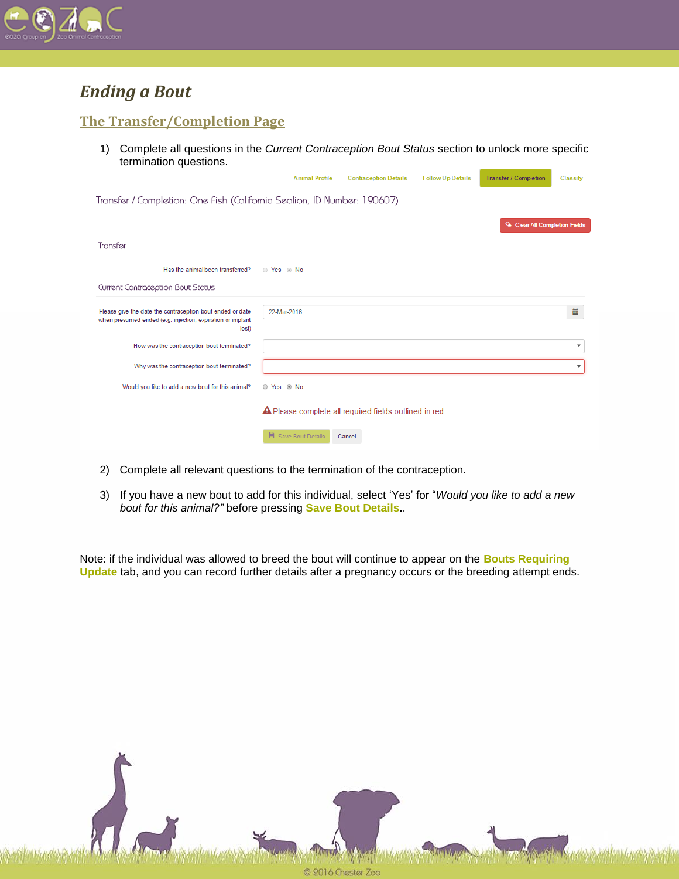# *Ending a Bout*

## The Transfer/Completion Page

1) Complete all questions in the *Current Contraception Bout Status* section to unlock more specific termination questions.

Animal Profile | Contraception Details | Follow Up Details | Transfer / Completion | Classify

Transfer / Completion: One Fish (California Sealion, ID Number: 190607)

Clear All Completion Fields

Transfer

Has the animal been transferred? Yes No

Current Contraception Bout Status

Please give the date the contraception bout ended or date when presumed ended (e.g. injection, expiration or implant lost) 22-Mar-2016

How was the contraception bout terminated?

Why was the contraception bout terminated?

Would you like to add a new bout for this animal? Yes No

Please complete all required fields outlined in red.

Save Bout Details | Cancel

2) Complete all relevant questions to the termination of the contraception.

3) If you have a new bout to add for this individual, select 'Yes' for "*Would you like to add a new bout for this animal?"* before pressing **Save Bout Details**..

Note: if the individual was allowed to breed the bout will continue to appear on the **Bouts Requiring Update** tab, and you can record further details after a pregnancy occurs or the breeding attempt ends.